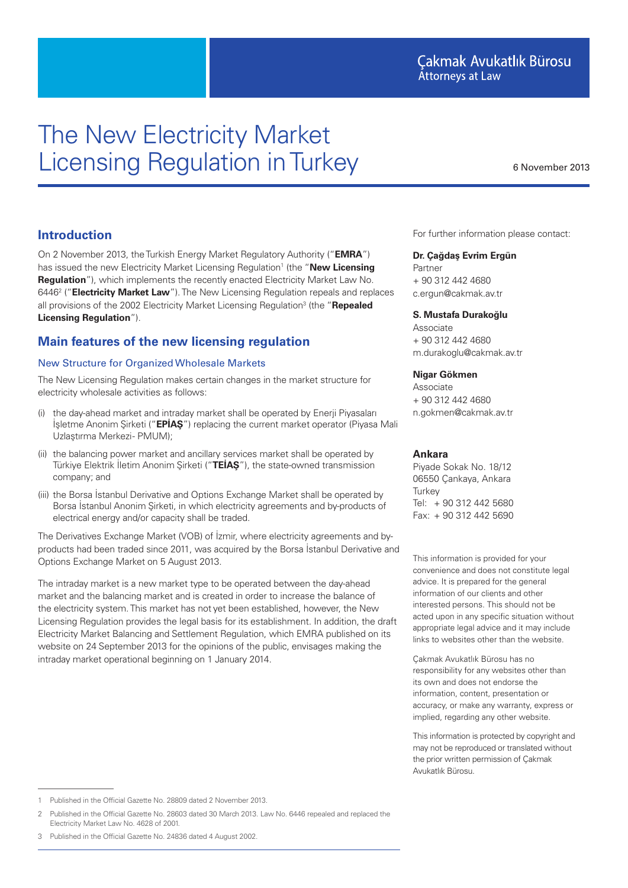Çakmak Avukatlık Bürosu
Attorneys at Law

# The New Electricity Market Licensing Regulation in Turkey

6 November 2013

## Introduction

On 2 November 2013, the Turkish Energy Market Regulatory Authority ("**EMRA**") has issued the new Electricity Market Licensing Regulation[1] (the "**New Licensing Regulation**"), which implements the recently enacted Electricity Market Law No. 6446[2] ("**Electricity Market Law**"). The New Licensing Regulation repeals and replaces all provisions of the 2002 Electricity Market Licensing Regulation[3] (the "**Repealed Licensing Regulation**").

## Main features of the new licensing regulation

### New Structure for Organized Wholesale Markets

The New Licensing Regulation makes certain changes in the market structure for electricity wholesale activities as follows:

(i) the day-ahead market and intraday market shall be operated by Enerji Piyasaları İşletme Anonim Şirketi ("**EPİAŞ**") replacing the current market operator (Piyasa Mali Uzlaştırma Merkezi- PMUM);

(ii) the balancing power market and ancillary services market shall be operated by Türkiye Elektrik İletim Anonim Şirketi ("**TEİAŞ**"), the state-owned transmission company; and

(iii) the Borsa İstanbul Derivative and Options Exchange Market shall be operated by Borsa İstanbul Anonim Şirketi, in which electricity agreements and by-products of electrical energy and/or capacity shall be traded.

The Derivatives Exchange Market (VOB) of İzmir, where electricity agreements and by-products had been traded since 2011, was acquired by the Borsa İstanbul Derivative and Options Exchange Market on 5 August 2013.

The intraday market is a new market type to be operated between the day-ahead market and the balancing market and is created in order to increase the balance of the electricity system. This market has not yet been established, however, the New Licensing Regulation provides the legal basis for its establishment. In addition, the draft Electricity Market Balancing and Settlement Regulation, which EMRA published on its website on 24 September 2013 for the opinions of the public, envisages making the intraday market operational beginning on 1 January 2014.

For further information please contact:

**Dr. Çağdaş Evrim Ergün**
Partner
+ 90 312 442 4680
c.ergun@cakmak.av.tr

**S. Mustafa Durakoğlu**
Associate
+ 90 312 442 4680
m.durakoglu@cakmak.av.tr

**Nigar Gökmen**
Associate
+ 90 312 442 4680
n.gokmen@cakmak.av.tr

**Ankara**
Piyade Sokak No. 18/12
06550 Çankaya, Ankara
Turkey
Tel: + 90 312 442 5680
Fax: + 90 312 442 5690

This information is provided for your convenience and does not constitute legal advice. It is prepared for the general information of our clients and other interested persons. This should not be acted upon in any specific situation without appropriate legal advice and it may include links to websites other than the website.

Çakmak Avukatlık Bürosu has no responsibility for any websites other than its own and does not endorse the information, content, presentation or accuracy, or make any warranty, express or implied, regarding any other website.

This information is protected by copyright and may not be reproduced or translated without the prior written permission of Çakmak Avukatlık Bürosu.

---

1 Published in the Official Gazette No. 28809 dated 2 November 2013.

2 Published in the Official Gazette No. 28603 dated 30 March 2013. Law No. 6446 repealed and replaced the Electricity Market Law No. 4628 of 2001.

3 Published in the Official Gazette No. 24836 dated 4 August 2002.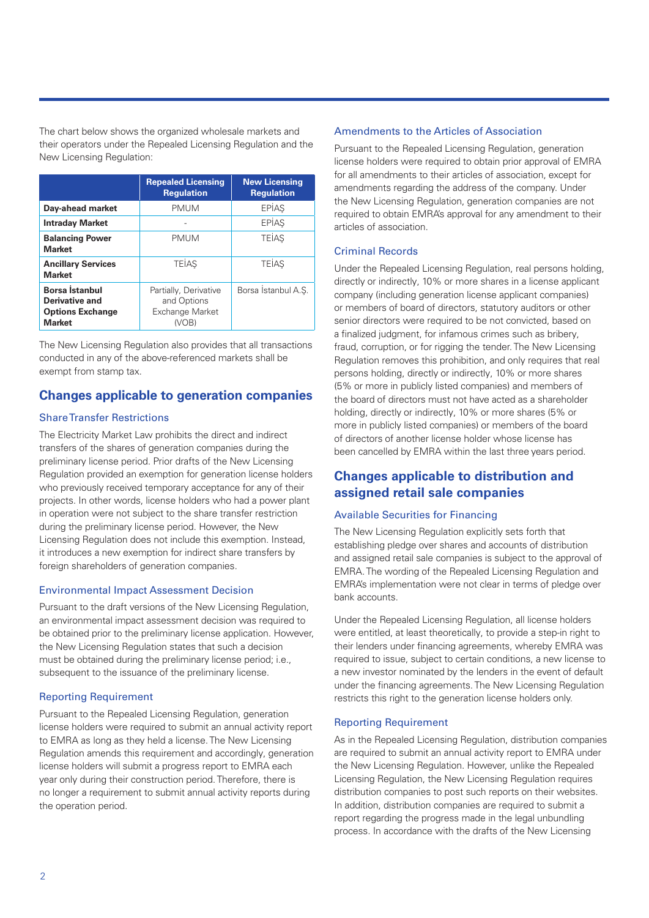The chart below shows the organized wholesale markets and their operators under the Repealed Licensing Regulation and the New Licensing Regulation:

| | Repealed Licensing Regulation | New Licensing Regulation |
|---|---|---|
| **Day-ahead market** | PMUM | EPİAŞ |
| **Intraday Market** | - | EPİAŞ |
| **Balancing Power Market** | PMUM | TEİAŞ |
| **Ancillary Services Market** | TEİAŞ | TEİAŞ |
| **Borsa İstanbul Derivative and Options Exchange Market** | Partially, Derivative and Options Exchange Market (VOB) | Borsa İstanbul A.Ş. |

The New Licensing Regulation also provides that all transactions conducted in any of the above-referenced markets shall be exempt from stamp tax.

## Changes applicable to generation companies

### Share Transfer Restrictions

The Electricity Market Law prohibits the direct and indirect transfers of the shares of generation companies during the preliminary license period. Prior drafts of the New Licensing Regulation provided an exemption for generation license holders who previously received temporary acceptance for any of their projects. In other words, license holders who had a power plant in operation were not subject to the share transfer restriction during the preliminary license period. However, the New Licensing Regulation does not include this exemption. Instead, it introduces a new exemption for indirect share transfers by foreign shareholders of generation companies.

### Environmental Impact Assessment Decision

Pursuant to the draft versions of the New Licensing Regulation, an environmental impact assessment decision was required to be obtained prior to the preliminary license application. However, the New Licensing Regulation states that such a decision must be obtained during the preliminary license period; i.e., subsequent to the issuance of the preliminary license.

### Reporting Requirement

Pursuant to the Repealed Licensing Regulation, generation license holders were required to submit an annual activity report to EMRA as long as they held a license. The New Licensing Regulation amends this requirement and accordingly, generation license holders will submit a progress report to EMRA each year only during their construction period. Therefore, there is no longer a requirement to submit annual activity reports during the operation period.

### Amendments to the Articles of Association

Pursuant to the Repealed Licensing Regulation, generation license holders were required to obtain prior approval of EMRA for all amendments to their articles of association, except for amendments regarding the address of the company. Under the New Licensing Regulation, generation companies are not required to obtain EMRA's approval for any amendment to their articles of association.

### Criminal Records

Under the Repealed Licensing Regulation, real persons holding, directly or indirectly, 10% or more shares in a license applicant company (including generation license applicant companies) or members of board of directors, statutory auditors or other senior directors were required to be not convicted, based on a finalized judgment, for infamous crimes such as bribery, fraud, corruption, or for rigging the tender. The New Licensing Regulation removes this prohibition, and only requires that real persons holding, directly or indirectly, 10% or more shares (5% or more in publicly listed companies) and members of the board of directors must not have acted as a shareholder holding, directly or indirectly, 10% or more shares (5% or more in publicly listed companies) or members of the board of directors of another license holder whose license has been cancelled by EMRA within the last three years period.

## Changes applicable to distribution and assigned retail sale companies

### Available Securities for Financing

The New Licensing Regulation explicitly sets forth that establishing pledge over shares and accounts of distribution and assigned retail sale companies is subject to the approval of EMRA. The wording of the Repealed Licensing Regulation and EMRA's implementation were not clear in terms of pledge over bank accounts.

Under the Repealed Licensing Regulation, all license holders were entitled, at least theoretically, to provide a step-in right to their lenders under financing agreements, whereby EMRA was required to issue, subject to certain conditions, a new license to a new investor nominated by the lenders in the event of default under the financing agreements. The New Licensing Regulation restricts this right to the generation license holders only.

### Reporting Requirement

As in the Repealed Licensing Regulation, distribution companies are required to submit an annual activity report to EMRA under the New Licensing Regulation. However, unlike the Repealed Licensing Regulation, the New Licensing Regulation requires distribution companies to post such reports on their websites. In addition, distribution companies are required to submit a report regarding the progress made in the legal unbundling process. In accordance with the drafts of the New Licensing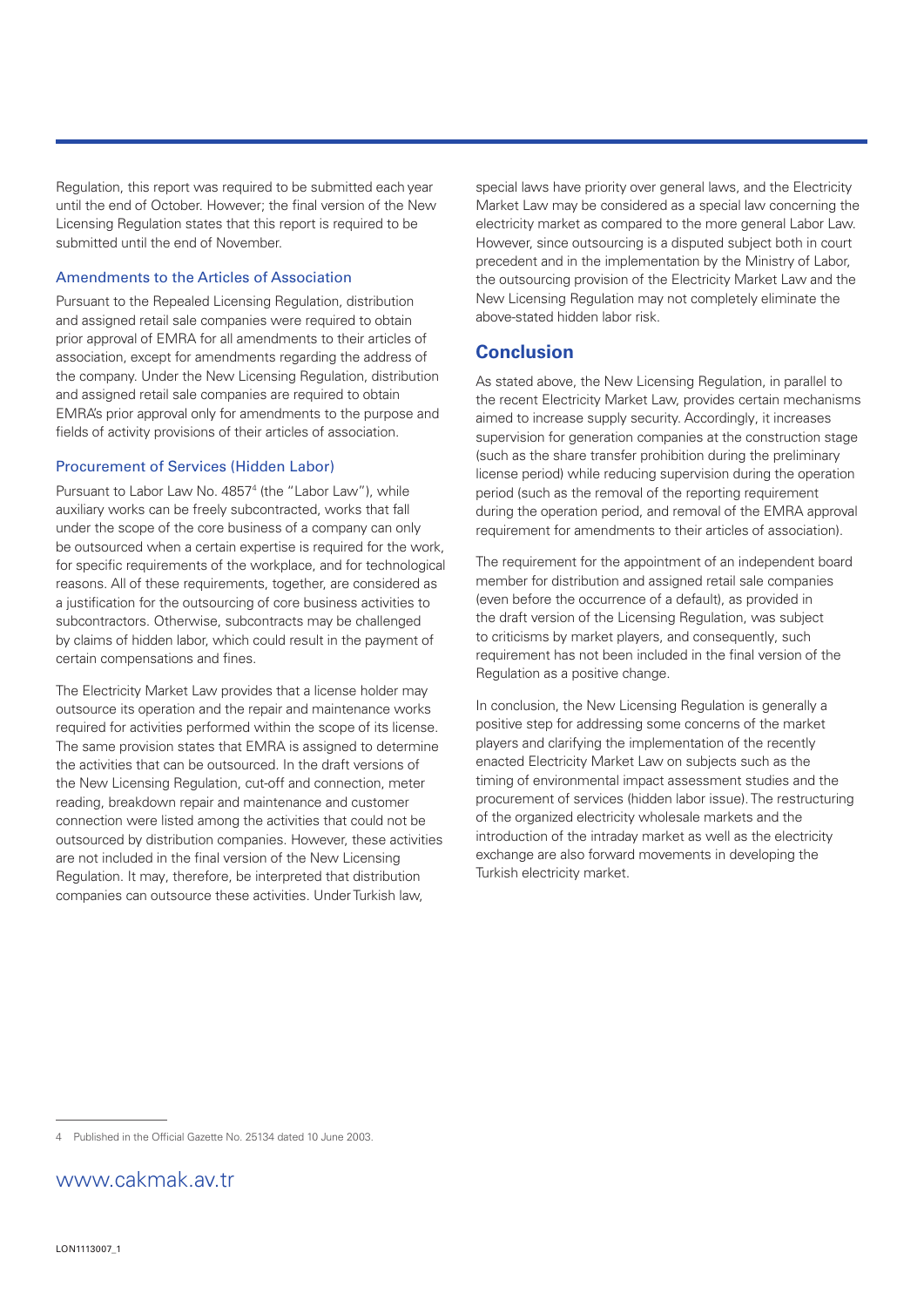Regulation, this report was required to be submitted each year until the end of October. However; the final version of the New Licensing Regulation states that this report is required to be submitted until the end of November.

### Amendments to the Articles of Association

Pursuant to the Repealed Licensing Regulation, distribution and assigned retail sale companies were required to obtain prior approval of EMRA for all amendments to their articles of association, except for amendments regarding the address of the company. Under the New Licensing Regulation, distribution and assigned retail sale companies are required to obtain EMRA's prior approval only for amendments to the purpose and fields of activity provisions of their articles of association.

### Procurement of Services (Hidden Labor)

Pursuant to Labor Law No. 4857[4] (the "Labor Law"), while auxiliary works can be freely subcontracted, works that fall under the scope of the core business of a company can only be outsourced when a certain expertise is required for the work, for specific requirements of the workplace, and for technological reasons. All of these requirements, together, are considered as a justification for the outsourcing of core business activities to subcontractors. Otherwise, subcontracts may be challenged by claims of hidden labor, which could result in the payment of certain compensations and fines.

The Electricity Market Law provides that a license holder may outsource its operation and the repair and maintenance works required for activities performed within the scope of its license. The same provision states that EMRA is assigned to determine the activities that can be outsourced. In the draft versions of the New Licensing Regulation, cut-off and connection, meter reading, breakdown repair and maintenance and customer connection were listed among the activities that could not be outsourced by distribution companies. However, these activities are not included in the final version of the New Licensing Regulation. It may, therefore, be interpreted that distribution companies can outsource these activities. Under Turkish law, special laws have priority over general laws, and the Electricity Market Law may be considered as a special law concerning the electricity market as compared to the more general Labor Law. However, since outsourcing is a disputed subject both in court precedent and in the implementation by the Ministry of Labor, the outsourcing provision of the Electricity Market Law and the New Licensing Regulation may not completely eliminate the above-stated hidden labor risk.

## Conclusion

As stated above, the New Licensing Regulation, in parallel to the recent Electricity Market Law, provides certain mechanisms aimed to increase supply security. Accordingly, it increases supervision for generation companies at the construction stage (such as the share transfer prohibition during the preliminary license period) while reducing supervision during the operation period (such as the removal of the reporting requirement during the operation period, and removal of the EMRA approval requirement for amendments to their articles of association).

The requirement for the appointment of an independent board member for distribution and assigned retail sale companies (even before the occurrence of a default), as provided in the draft version of the Licensing Regulation, was subject to criticisms by market players, and consequently, such requirement has not been included in the final version of the Regulation as a positive change.

In conclusion, the New Licensing Regulation is generally a positive step for addressing some concerns of the market players and clarifying the implementation of the recently enacted Electricity Market Law on subjects such as the timing of environmental impact assessment studies and the procurement of services (hidden labor issue). The restructuring of the organized electricity wholesale markets and the introduction of the intraday market as well as the electricity exchange are also forward movements in developing the Turkish electricity market.

---

4 Published in the Official Gazette No. 25134 dated 10 June 2003.

www.cakmak.av.tr

LON1113007_1